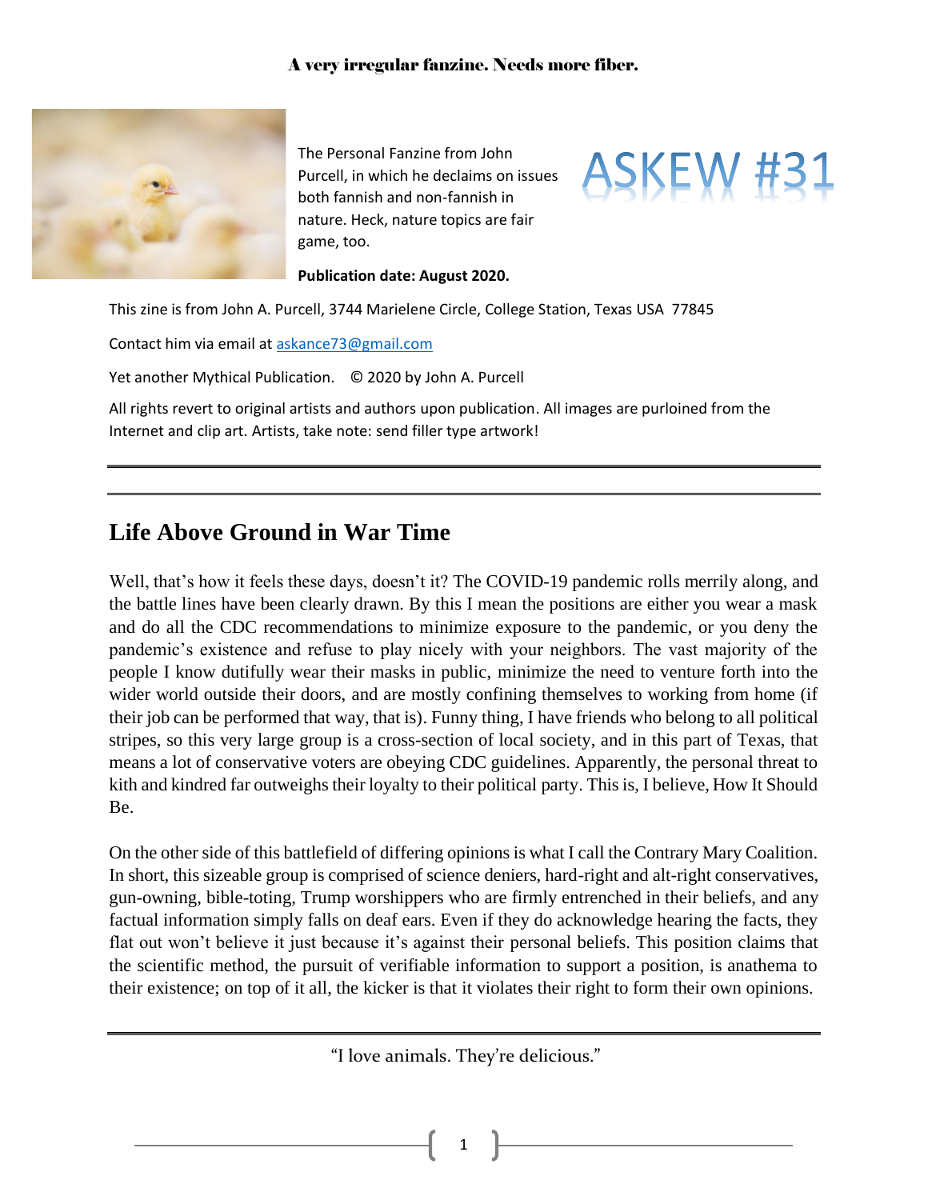A very irregular fanzine. Needs more fiber.

The Personal Fanzine from John Purcell, in which he declaims on issues both fannish and non-fannish in nature. Heck, nature topics are fair game, too.

# ASKEW #31

**Publication date: August 2020.**

This zine is from John A. Purcell, 3744 Marielene Circle, College Station, Texas USA 77845

Contact him via email at askance73@gmail.com

Yet another Mythical Publication. © 2020 by John A. Purcell

All rights revert to original artists and authors upon publication. All images are purloined from the Internet and clip art. Artists, take note: send filler type artwork!

---

## Life Above Ground in War Time

Well, that's how it feels these days, doesn't it? The COVID-19 pandemic rolls merrily along, and the battle lines have been clearly drawn. By this I mean the positions are either you wear a mask and do all the CDC recommendations to minimize exposure to the pandemic, or you deny the pandemic's existence and refuse to play nicely with your neighbors. The vast majority of the people I know dutifully wear their masks in public, minimize the need to venture forth into the wider world outside their doors, and are mostly confining themselves to working from home (if their job can be performed that way, that is). Funny thing, I have friends who belong to all political stripes, so this very large group is a cross-section of local society, and in this part of Texas, that means a lot of conservative voters are obeying CDC guidelines. Apparently, the personal threat to kith and kindred far outweighs their loyalty to their political party. This is, I believe, How It Should Be.

On the other side of this battlefield of differing opinions is what I call the Contrary Mary Coalition. In short, this sizeable group is comprised of science deniers, hard-right and alt-right conservatives, gun-owning, bible-toting, Trump worshippers who are firmly entrenched in their beliefs, and any factual information simply falls on deaf ears. Even if they do acknowledge hearing the facts, they flat out won't believe it just because it's against their personal beliefs. This position claims that the scientific method, the pursuit of verifiable information to support a position, is anathema to their existence; on top of it all, the kicker is that it violates their right to form their own opinions.

---

"I love animals. They're delicious."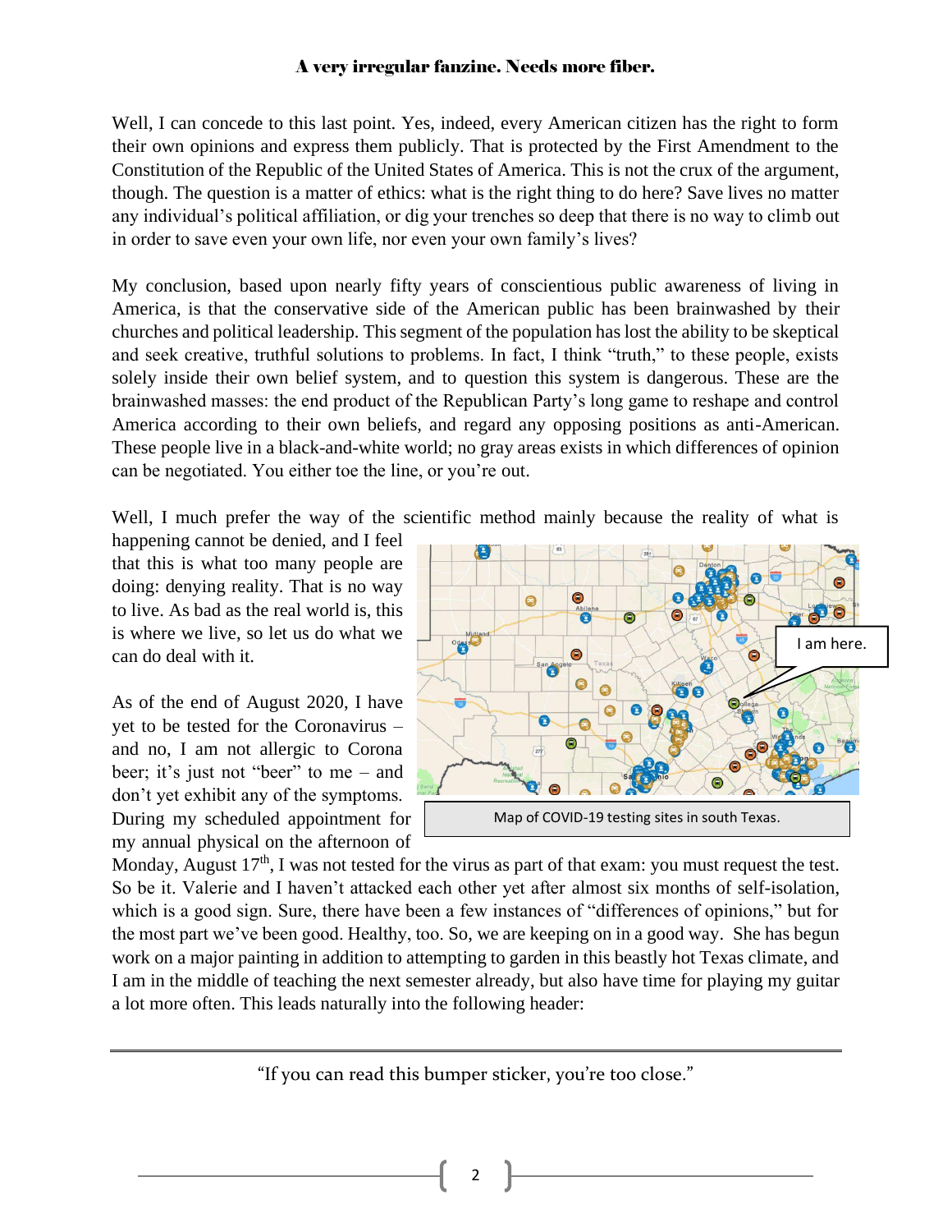Well, I can concede to this last point. Yes, indeed, every American citizen has the right to form their own opinions and express them publicly. That is protected by the First Amendment to the Constitution of the Republic of the United States of America. This is not the crux of the argument, though. The question is a matter of ethics: what is the right thing to do here? Save lives no matter any individual's political affiliation, or dig your trenches so deep that there is no way to climb out in order to save even your own life, nor even your own family's lives?

My conclusion, based upon nearly fifty years of conscientious public awareness of living in America, is that the conservative side of the American public has been brainwashed by their churches and political leadership. This segment of the population has lost the ability to be skeptical and seek creative, truthful solutions to problems. In fact, I think "truth," to these people, exists solely inside their own belief system, and to question this system is dangerous. These are the brainwashed masses: the end product of the Republican Party's long game to reshape and control America according to their own beliefs, and regard any opposing positions as anti-American. These people live in a black-and-white world; no gray areas exists in which differences of opinion can be negotiated. You either toe the line, or you're out.

Well, I much prefer the way of the scientific method mainly because the reality of what is happening cannot be denied, and I feel that this is what too many people are doing: denying reality. That is no way to live. As bad as the real world is, this is where we live, so let us do what we can do deal with it.

Map of COVID-19 testing sites in south Texas.

As of the end of August 2020, I have yet to be tested for the Coronavirus – and no, I am not allergic to Corona beer; it's just not "beer" to me – and don't yet exhibit any of the symptoms. During my scheduled appointment for my annual physical on the afternoon of Monday, August 17th, I was not tested for the virus as part of that exam: you must request the test. So be it. Valerie and I haven't attacked each other yet after almost six months of self-isolation, which is a good sign. Sure, there have been a few instances of "differences of opinions," but for the most part we've been good. Healthy, too. So, we are keeping on in a good way. She has begun work on a major painting in addition to attempting to garden in this beastly hot Texas climate, and I am in the middle of teaching the next semester already, but also have time for playing my guitar a lot more often. This leads naturally into the following header:

---

"If you can read this bumper sticker, you're too close."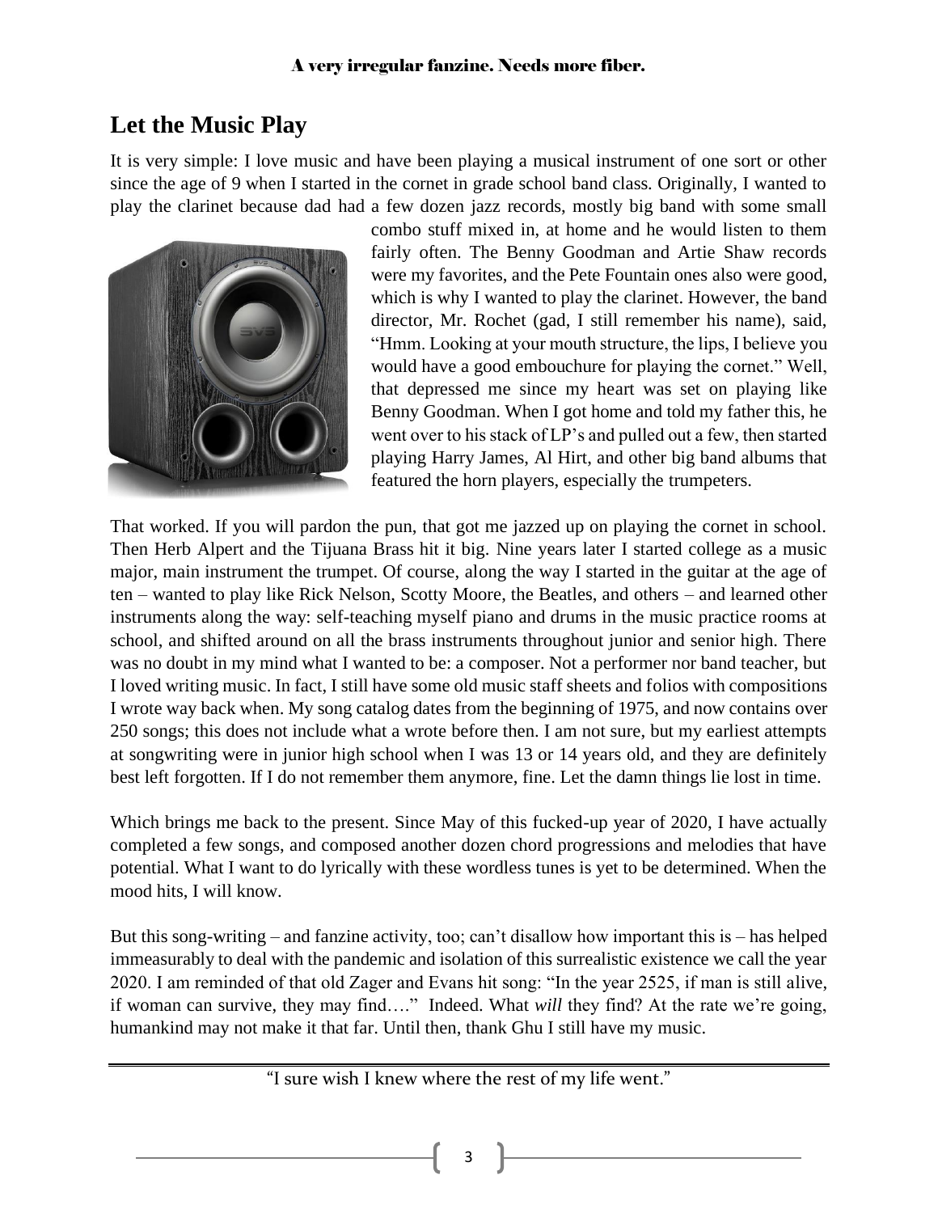## Let the Music Play

It is very simple: I love music and have been playing a musical instrument of one sort or other since the age of 9 when I started in the cornet in grade school band class. Originally, I wanted to play the clarinet because dad had a few dozen jazz records, mostly big band with some small combo stuff mixed in, at home and he would listen to them fairly often. The Benny Goodman and Artie Shaw records were my favorites, and the Pete Fountain ones also were good, which is why I wanted to play the clarinet. However, the band director, Mr. Rochet (gad, I still remember his name), said, "Hmm. Looking at your mouth structure, the lips, I believe you would have a good embouchure for playing the cornet." Well, that depressed me since my heart was set on playing like Benny Goodman. When I got home and told my father this, he went over to his stack of LP's and pulled out a few, then started playing Harry James, Al Hirt, and other big band albums that featured the horn players, especially the trumpeters.

That worked. If you will pardon the pun, that got me jazzed up on playing the cornet in school. Then Herb Alpert and the Tijuana Brass hit it big. Nine years later I started college as a music major, main instrument the trumpet. Of course, along the way I started in the guitar at the age of ten – wanted to play like Rick Nelson, Scotty Moore, the Beatles, and others – and learned other instruments along the way: self-teaching myself piano and drums in the music practice rooms at school, and shifted around on all the brass instruments throughout junior and senior high. There was no doubt in my mind what I wanted to be: a composer. Not a performer nor band teacher, but I loved writing music. In fact, I still have some old music staff sheets and folios with compositions I wrote way back when. My song catalog dates from the beginning of 1975, and now contains over 250 songs; this does not include what a wrote before then. I am not sure, but my earliest attempts at songwriting were in junior high school when I was 13 or 14 years old, and they are definitely best left forgotten. If I do not remember them anymore, fine. Let the damn things lie lost in time.

Which brings me back to the present. Since May of this fucked-up year of 2020, I have actually completed a few songs, and composed another dozen chord progressions and melodies that have potential. What I want to do lyrically with these wordless tunes is yet to be determined. When the mood hits, I will know.

But this song-writing – and fanzine activity, too; can't disallow how important this is – has helped immeasurably to deal with the pandemic and isolation of this surrealistic existence we call the year 2020. I am reminded of that old Zager and Evans hit song: "In the year 2525, if man is still alive, if woman can survive, they may find…." Indeed. What *will* they find? At the rate we're going, humankind may not make it that far. Until then, thank Ghu I still have my music.

---

"I sure wish I knew where the rest of my life went."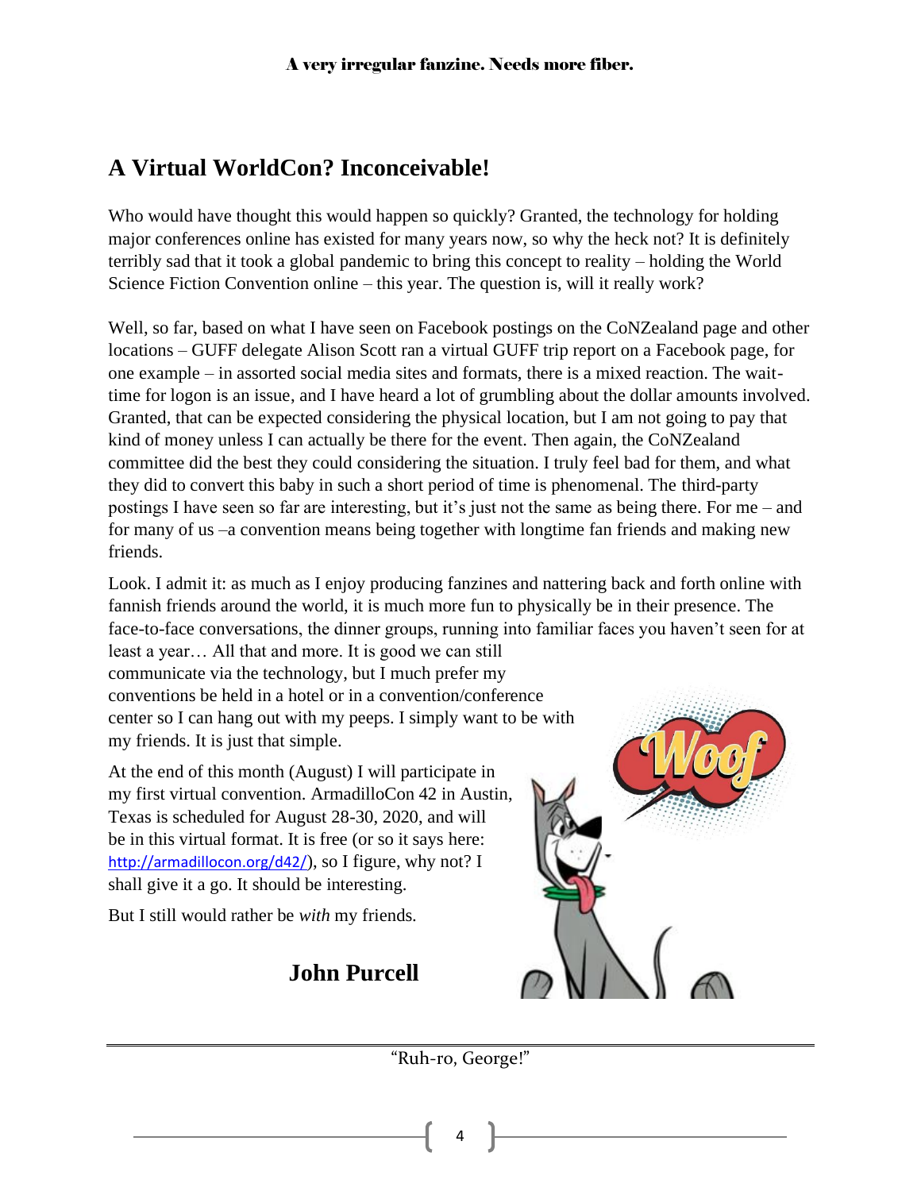## A Virtual WorldCon? Inconceivable!

Who would have thought this would happen so quickly? Granted, the technology for holding major conferences online has existed for many years now, so why the heck not? It is definitely terribly sad that it took a global pandemic to bring this concept to reality – holding the World Science Fiction Convention online – this year. The question is, will it really work?

Well, so far, based on what I have seen on Facebook postings on the CoNZealand page and other locations – GUFF delegate Alison Scott ran a virtual GUFF trip report on a Facebook page, for one example – in assorted social media sites and formats, there is a mixed reaction. The wait-time for logon is an issue, and I have heard a lot of grumbling about the dollar amounts involved. Granted, that can be expected considering the physical location, but I am not going to pay that kind of money unless I can actually be there for the event. Then again, the CoNZealand committee did the best they could considering the situation. I truly feel bad for them, and what they did to convert this baby in such a short period of time is phenomenal. The third-party postings I have seen so far are interesting, but it's just not the same as being there. For me – and for many of us –a convention means being together with longtime fan friends and making new friends.

Look. I admit it: as much as I enjoy producing fanzines and nattering back and forth online with fannish friends around the world, it is much more fun to physically be in their presence. The face-to-face conversations, the dinner groups, running into familiar faces you haven't seen for at least a year… All that and more. It is good we can still communicate via the technology, but I much prefer my conventions be held in a hotel or in a convention/conference center so I can hang out with my peeps. I simply want to be with my friends. It is just that simple.

At the end of this month (August) I will participate in my first virtual convention. ArmadilloCon 42 in Austin, Texas is scheduled for August 28-30, 2020, and will be in this virtual format. It is free (or so it says here: http://armadillocon.org/d42/), so I figure, why not? I shall give it a go. It should be interesting.

But I still would rather be *with* my friends.

**John Purcell**

"Ruh-ro, George!"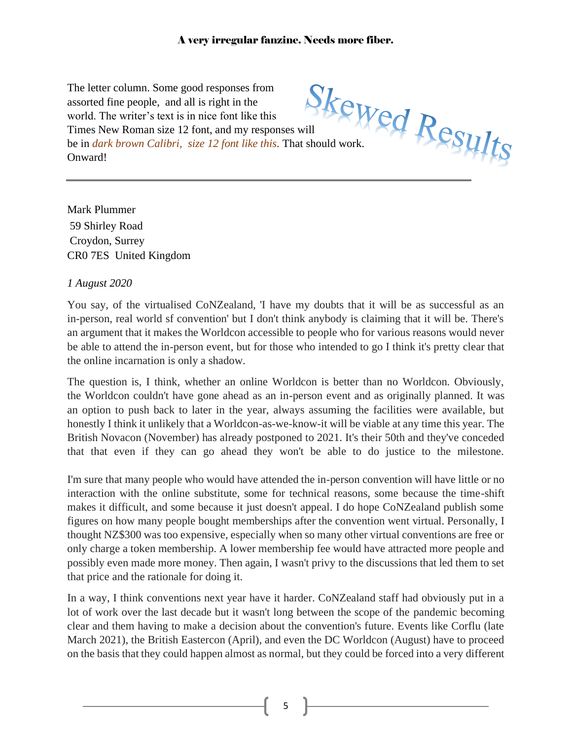The letter column. Some good responses from assorted fine people, and all is right in the world. The writer's text is in nice font like this Times New Roman size 12 font, and my responses will be in *dark brown Calibri, size 12 font like this*. That should work. Onward!

# Skewed Results

---

Mark Plummer
59 Shirley Road
Croydon, Surrey
CR0 7ES United Kingdom

*1 August 2020*

You say, of the virtualised CoNZealand, 'I have my doubts that it will be as successful as an in-person, real world sf convention' but I don't think anybody is claiming that it will be. There's an argument that it makes the Worldcon accessible to people who for various reasons would never be able to attend the in-person event, but for those who intended to go I think it's pretty clear that the online incarnation is only a shadow.

The question is, I think, whether an online Worldcon is better than no Worldcon. Obviously, the Worldcon couldn't have gone ahead as an in-person event and as originally planned. It was an option to push back to later in the year, always assuming the facilities were available, but honestly I think it unlikely that a Worldcon-as-we-know-it will be viable at any time this year. The British Novacon (November) has already postponed to 2021. It's their 50th and they've conceded that that even if they can go ahead they won't be able to do justice to the milestone.

I'm sure that many people who would have attended the in-person convention will have little or no interaction with the online substitute, some for technical reasons, some because the time-shift makes it difficult, and some because it just doesn't appeal. I do hope CoNZealand publish some figures on how many people bought memberships after the convention went virtual. Personally, I thought NZ$300 was too expensive, especially when so many other virtual conventions are free or only charge a token membership. A lower membership fee would have attracted more people and possibly even made more money. Then again, I wasn't privy to the discussions that led them to set that price and the rationale for doing it.

In a way, I think conventions next year have it harder. CoNZealand staff had obviously put in a lot of work over the last decade but it wasn't long between the scope of the pandemic becoming clear and them having to make a decision about the convention's future. Events like Corflu (late March 2021), the British Eastercon (April), and even the DC Worldcon (August) have to proceed on the basis that they could happen almost as normal, but they could be forced into a very different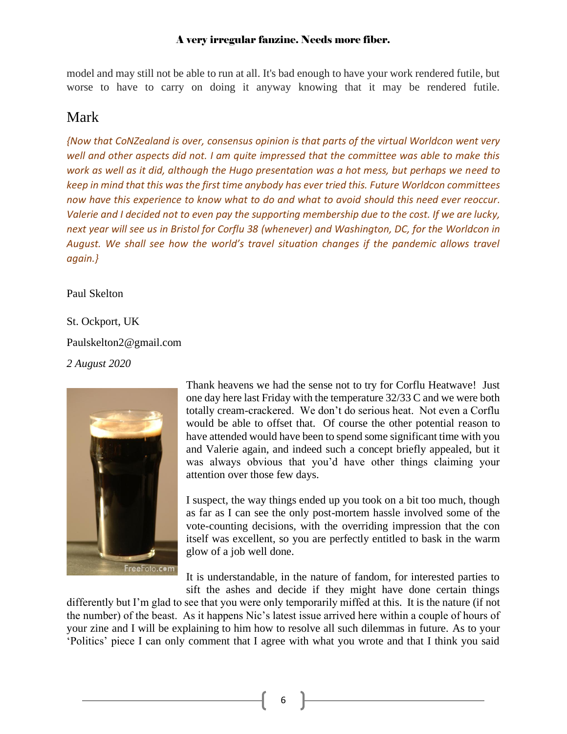model and may still not be able to run at all. It's bad enough to have your work rendered futile, but worse to have to carry on doing it anyway knowing that it may be rendered futile.

## Mark

*{Now that CoNZealand is over, consensus opinion is that parts of the virtual Worldcon went very well and other aspects did not. I am quite impressed that the committee was able to make this work as well as it did, although the Hugo presentation was a hot mess, but perhaps we need to keep in mind that this was the first time anybody has ever tried this. Future Worldcon committees now have this experience to know what to do and what to avoid should this need ever reoccur. Valerie and I decided not to even pay the supporting membership due to the cost. If we are lucky, next year will see us in Bristol for Corflu 38 (whenever) and Washington, DC, for the Worldcon in August. We shall see how the world's travel situation changes if the pandemic allows travel again.}*

Paul Skelton

St. Ockport, UK

Paulskelton2@gmail.com

*2 August 2020*

Thank heavens we had the sense not to try for Corflu Heatwave! Just one day here last Friday with the temperature 32/33 C and we were both totally cream-crackered. We don't do serious heat. Not even a Corflu would be able to offset that. Of course the other potential reason to have attended would have been to spend some significant time with you and Valerie again, and indeed such a concept briefly appealed, but it was always obvious that you'd have other things claiming your attention over those few days.

I suspect, the way things ended up you took on a bit too much, though as far as I can see the only post-mortem hassle involved some of the vote-counting decisions, with the overriding impression that the con itself was excellent, so you are perfectly entitled to bask in the warm glow of a job well done.

It is understandable, in the nature of fandom, for interested parties to sift the ashes and decide if they might have done certain things differently but I'm glad to see that you were only temporarily miffed at this. It is the nature (if not the number) of the beast. As it happens Nic's latest issue arrived here within a couple of hours of your zine and I will be explaining to him how to resolve all such dilemmas in future. As to your 'Politics' piece I can only comment that I agree with what you wrote and that I think you said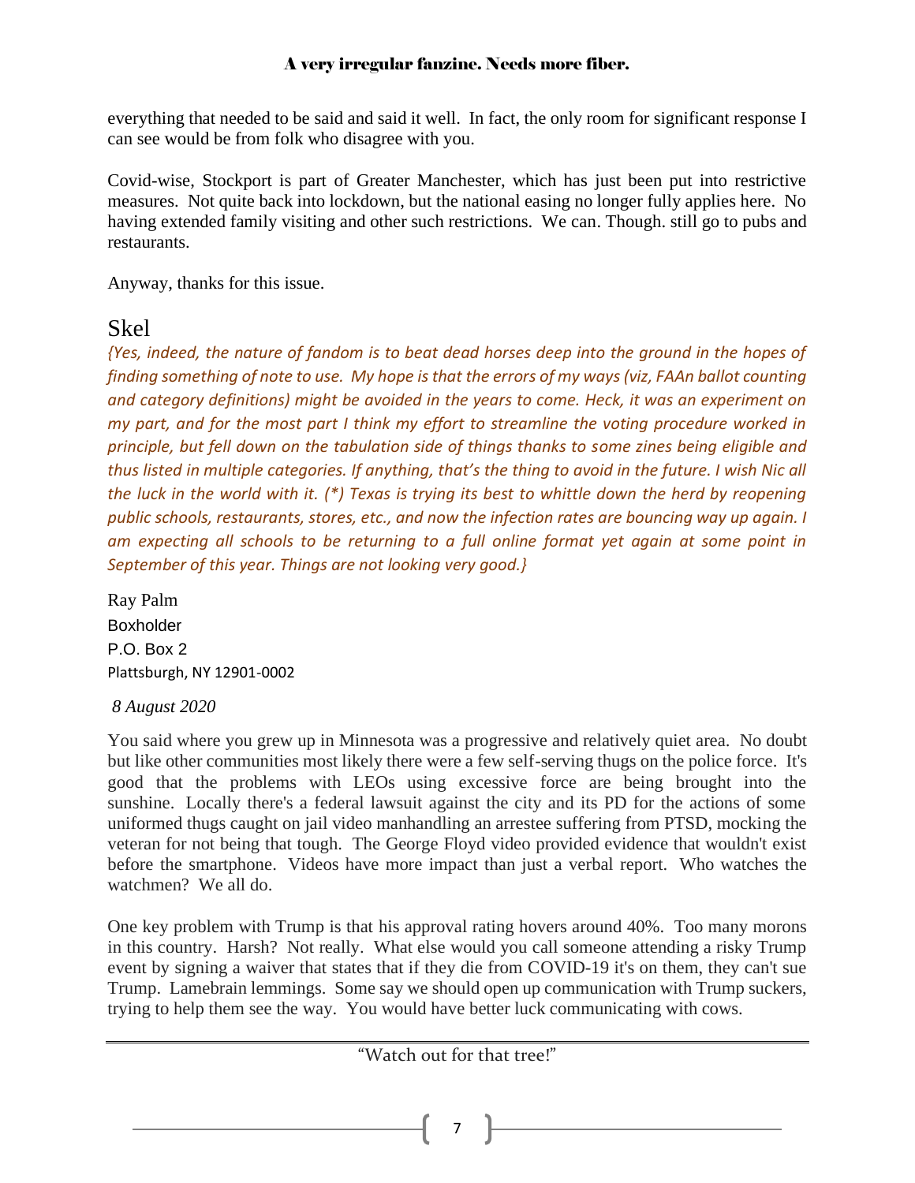everything that needed to be said and said it well. In fact, the only room for significant response I can see would be from folk who disagree with you.

Covid-wise, Stockport is part of Greater Manchester, which has just been put into restrictive measures. Not quite back into lockdown, but the national easing no longer fully applies here. No having extended family visiting and other such restrictions. We can. Though. still go to pubs and restaurants.

Anyway, thanks for this issue.

## Skel

*{Yes, indeed, the nature of fandom is to beat dead horses deep into the ground in the hopes of finding something of note to use. My hope is that the errors of my ways (viz, FAAn ballot counting and category definitions) might be avoided in the years to come. Heck, it was an experiment on my part, and for the most part I think my effort to streamline the voting procedure worked in principle, but fell down on the tabulation side of things thanks to some zines being eligible and thus listed in multiple categories. If anything, that's the thing to avoid in the future. I wish Nic all the luck in the world with it. (*) Texas is trying its best to whittle down the herd by reopening public schools, restaurants, stores, etc., and now the infection rates are bouncing way up again. I am expecting all schools to be returning to a full online format yet again at some point in September of this year. Things are not looking very good.}*

Ray Palm
Boxholder
P.O. Box 2
Plattsburgh, NY 12901-0002

*8 August 2020*

You said where you grew up in Minnesota was a progressive and relatively quiet area. No doubt but like other communities most likely there were a few self-serving thugs on the police force. It's good that the problems with LEOs using excessive force are being brought into the sunshine. Locally there's a federal lawsuit against the city and its PD for the actions of some uniformed thugs caught on jail video manhandling an arrestee suffering from PTSD, mocking the veteran for not being that tough. The George Floyd video provided evidence that wouldn't exist before the smartphone. Videos have more impact than just a verbal report. Who watches the watchmen? We all do.

One key problem with Trump is that his approval rating hovers around 40%. Too many morons in this country. Harsh? Not really. What else would you call someone attending a risky Trump event by signing a waiver that states that if they die from COVID-19 it's on them, they can't sue Trump. Lamebrain lemmings. Some say we should open up communication with Trump suckers, trying to help them see the way. You would have better luck communicating with cows.

"Watch out for that tree!"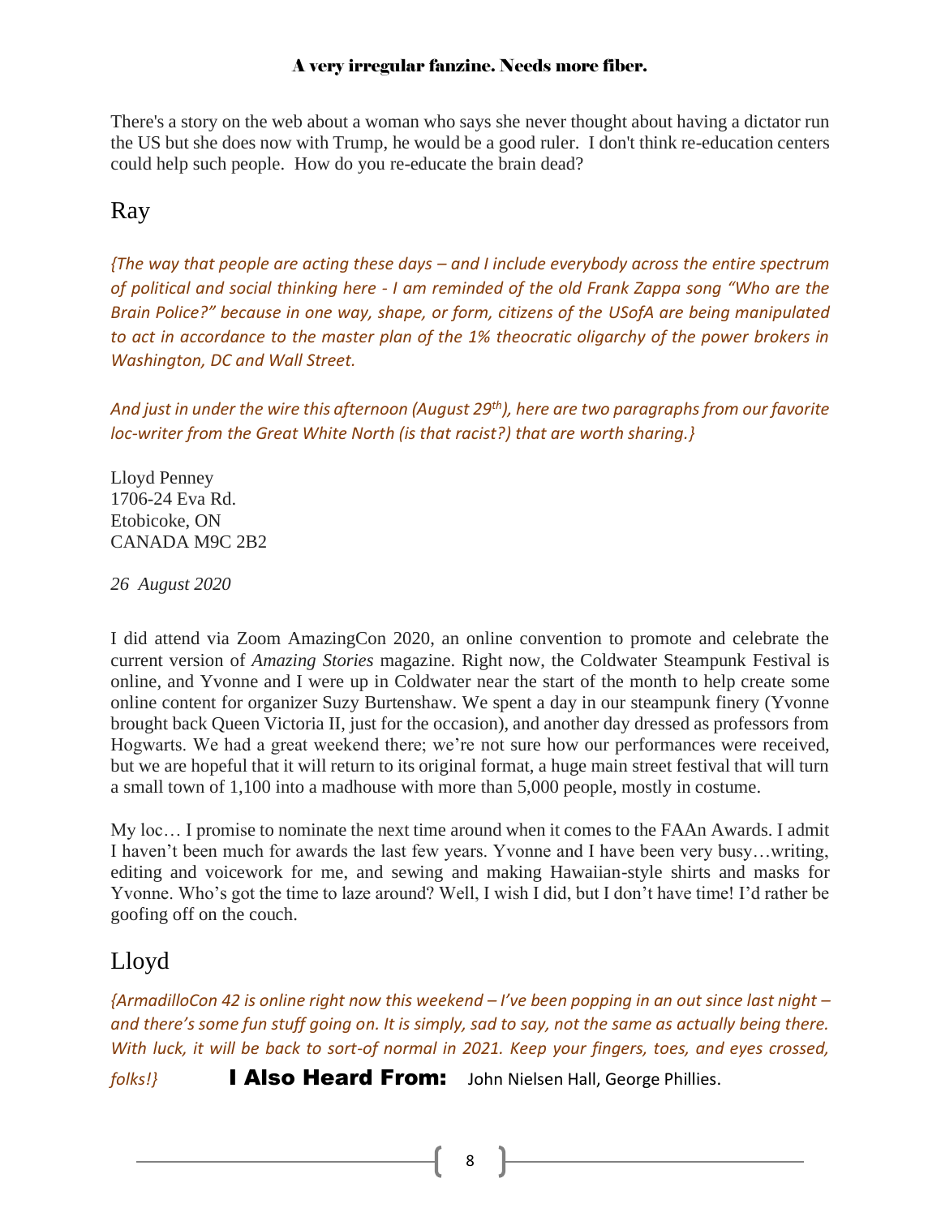There's a story on the web about a woman who says she never thought about having a dictator run the US but she does now with Trump, he would be a good ruler. I don't think re-education centers could help such people. How do you re-educate the brain dead?

Ray

*{The way that people are acting these days – and I include everybody across the entire spectrum of political and social thinking here - I am reminded of the old Frank Zappa song "Who are the Brain Police?" because in one way, shape, or form, citizens of the USofA are being manipulated to act in accordance to the master plan of the 1% theocratic oligarchy of the power brokers in Washington, DC and Wall Street.*

*And just in under the wire this afternoon (August 29th), here are two paragraphs from our favorite loc-writer from the Great White North (is that racist?) that are worth sharing.}*

Lloyd Penney
1706-24 Eva Rd.
Etobicoke, ON
CANADA M9C 2B2

*26 August 2020*

I did attend via Zoom AmazingCon 2020, an online convention to promote and celebrate the current version of *Amazing Stories* magazine. Right now, the Coldwater Steampunk Festival is online, and Yvonne and I were up in Coldwater near the start of the month to help create some online content for organizer Suzy Burtenshaw. We spent a day in our steampunk finery (Yvonne brought back Queen Victoria II, just for the occasion), and another day dressed as professors from Hogwarts. We had a great weekend there; we're not sure how our performances were received, but we are hopeful that it will return to its original format, a huge main street festival that will turn a small town of 1,100 into a madhouse with more than 5,000 people, mostly in costume.

My loc… I promise to nominate the next time around when it comes to the FAAn Awards. I admit I haven't been much for awards the last few years. Yvonne and I have been very busy…writing, editing and voicework for me, and sewing and making Hawaiian-style shirts and masks for Yvonne. Who's got the time to laze around? Well, I wish I did, but I don't have time! I'd rather be goofing off on the couch.

Lloyd

*{ArmadilloCon 42 is online right now this weekend – I've been popping in an out since last night – and there's some fun stuff going on. It is simply, sad to say, not the same as actually being there. With luck, it will be back to sort-of normal in 2021. Keep your fingers, toes, and eyes crossed, folks!}*

**I Also Heard From:** John Nielsen Hall, George Phillies.